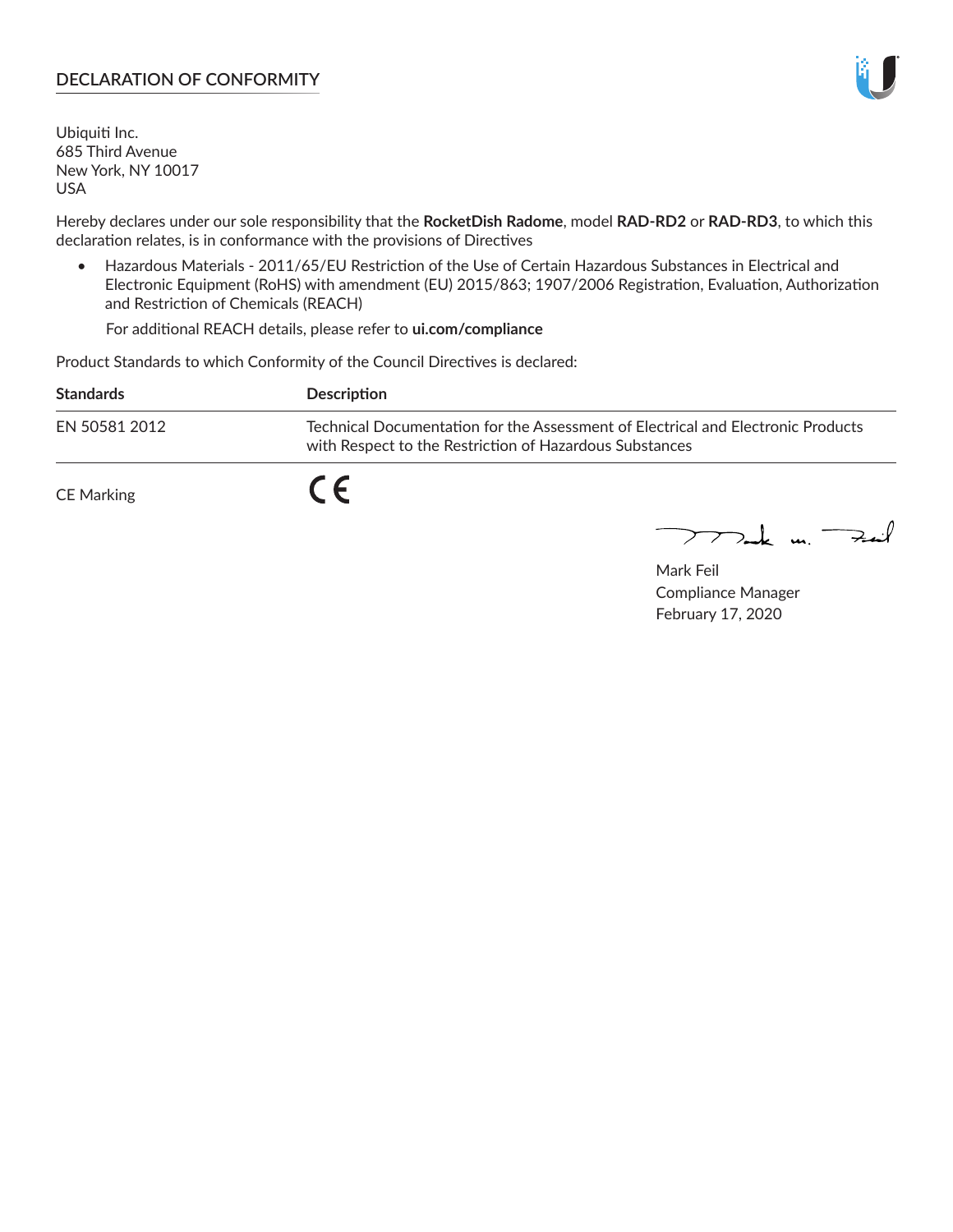## DECLARATION OF CONFORMITY

Ubiquiti Inc.
685 Third Avenue
New York, NY 10017
USA

Hereby declares under our sole responsibility that the **RocketDish Radome**, model **RAD-RD2** or **RAD-RD3**, to which this declaration relates, is in conformance with the provisions of Directives

- Hazardous Materials - 2011/65/EU Restriction of the Use of Certain Hazardous Substances in Electrical and Electronic Equipment (RoHS) with amendment (EU) 2015/863; 1907/2006 Registration, Evaluation, Authorization and Restriction of Chemicals (REACH)

  For additional REACH details, please refer to **ui.com/compliance**

Product Standards to which Conformity of the Council Directives is declared:

| Standards | Description |
|---|---|
| EN 50581 2012 | Technical Documentation for the Assessment of Electrical and Electronic Products with Respect to the Restriction of Hazardous Substances |

CE Marking CE

Mark Feil
Compliance Manager
February 17, 2020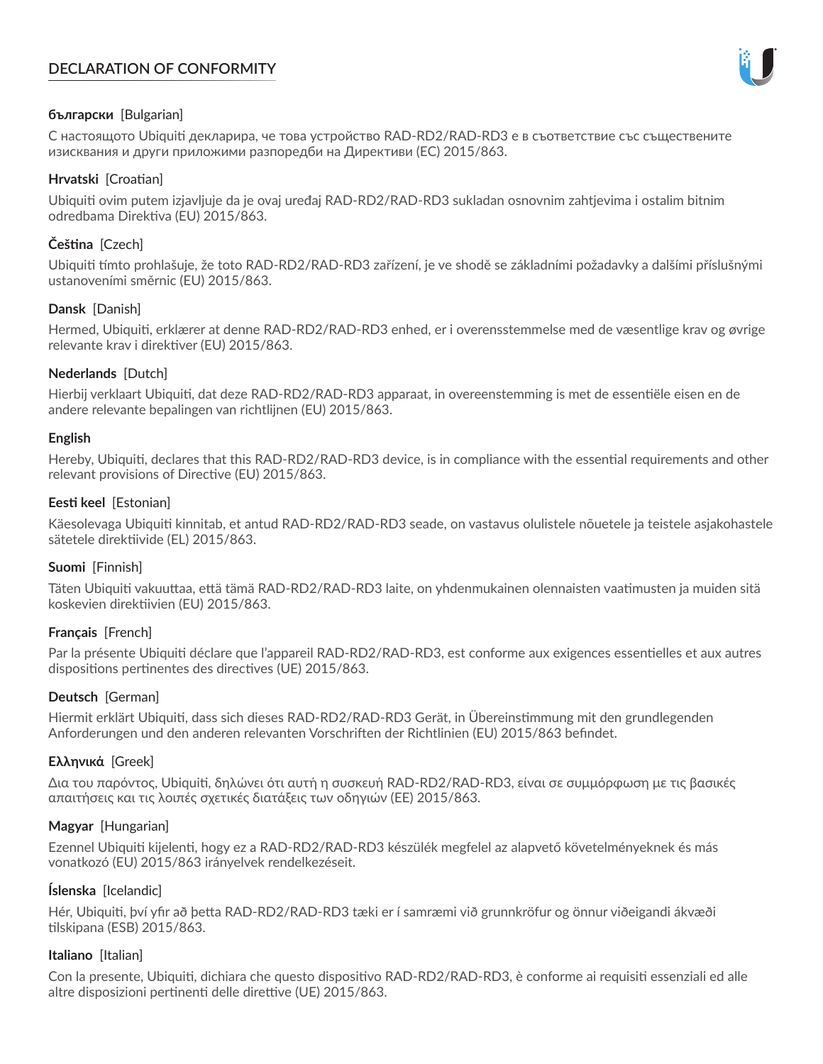# DECLARATION OF CONFORMITY

**български** [Bulgarian]

С настоящото Ubiquiti декларира, че това устройство RAD-RD2/RAD-RD3 е в съответствие със съществените изисквания и други приложими разпоредби на Директиви (ЕС) 2015/863.

**Hrvatski** [Croatian]

Ubiquiti ovim putem izjavljuje da je ovaj uređaj RAD-RD2/RAD-RD3 sukladan osnovnim zahtjevima i ostalim bitnim odredbama Direktiva (EU) 2015/863.

**Čeština** [Czech]

Ubiquiti tímto prohlašuje, že toto RAD-RD2/RAD-RD3 zařízení, je ve shodě se základními požadavky a dalšími příslušnými ustanoveními směrnic (EU) 2015/863.

**Dansk** [Danish]

Hermed, Ubiquiti, erklærer at denne RAD-RD2/RAD-RD3 enhed, er i overensstemmelse med de væsentlige krav og øvrige relevante krav i direktiver (EU) 2015/863.

**Nederlands** [Dutch]

Hierbij verklaart Ubiquiti, dat deze RAD-RD2/RAD-RD3 apparaat, in overeenstemming is met de essentiële eisen en de andere relevante bepalingen van richtlijnen (EU) 2015/863.

**English**

Hereby, Ubiquiti, declares that this RAD-RD2/RAD-RD3 device, is in compliance with the essential requirements and other relevant provisions of Directive (EU) 2015/863.

**Eesti keel** [Estonian]

Käesolevaga Ubiquiti kinnitab, et antud RAD-RD2/RAD-RD3 seade, on vastavus olulistele nõuetele ja teistele asjakohastele sätetele direktiivide (EL) 2015/863.

**Suomi** [Finnish]

Täten Ubiquiti vakuuttaa, että tämä RAD-RD2/RAD-RD3 laite, on yhdenmukainen olennaisten vaatimusten ja muiden sitä koskevien direktiivien (EU) 2015/863.

**Français** [French]

Par la présente Ubiquiti déclare que l'appareil RAD-RD2/RAD-RD3, est conforme aux exigences essentielles et aux autres dispositions pertinentes des directives (UE) 2015/863.

**Deutsch** [German]

Hiermit erklärt Ubiquiti, dass sich dieses RAD-RD2/RAD-RD3 Gerät, in Übereinstimmung mit den grundlegenden Anforderungen und den anderen relevanten Vorschriften der Richtlinien (EU) 2015/863 befindet.

**Ελληνικά** [Greek]

Δια του παρόντος, Ubiquiti, δηλώνει ότι αυτή η συσκευή RAD-RD2/RAD-RD3, είναι σε συμμόρφωση με τις βασικές απαιτήσεις και τις λοιπές σχετικές διατάξεις των οδηγιών (ΕΕ) 2015/863.

**Magyar** [Hungarian]

Ezennel Ubiquiti kijelenti, hogy ez a RAD-RD2/RAD-RD3 készülék megfelel az alapvető követelményeknek és más vonatkozó (EU) 2015/863 irányelvek rendelkezéseit.

**Íslenska** [Icelandic]

Hér, Ubiquiti, því yfir að þetta RAD-RD2/RAD-RD3 tæki er í samræmi við grunnkröfur og önnur viðeigandi ákvæði tilskipana (ESB) 2015/863.

**Italiano** [Italian]

Con la presente, Ubiquiti, dichiara che questo dispositivo RAD-RD2/RAD-RD3, è conforme ai requisiti essenziali ed alle altre disposizioni pertinenti delle direttive (UE) 2015/863.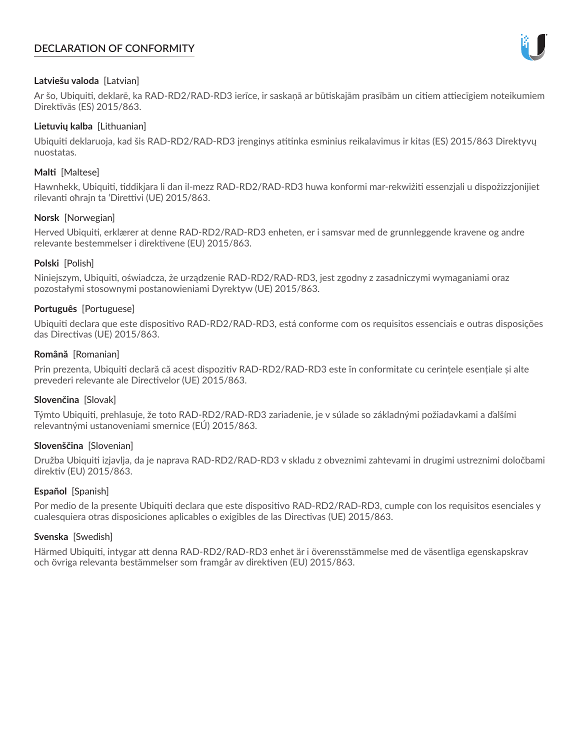DECLARATION OF CONFORMITY

**Latviešu valoda** [Latvian]

Ar šo, Ubiquiti, deklarē, ka RAD-RD2/RAD-RD3 ierīce, ir saskaņā ar būtiskajām prasībām un citiem attiecīgiem noteikumiem Direktīvās (ES) 2015/863.

**Lietuvių kalba** [Lithuanian]

Ubiquiti deklaruoja, kad šis RAD-RD2/RAD-RD3 įrenginys atitinka esminius reikalavimus ir kitas (ES) 2015/863 Direktyvų nuostatas.

**Malti** [Maltese]

Hawnhekk, Ubiquiti, tiddikjara li dan il-mezz RAD-RD2/RAD-RD3 huwa konformi mar-rekwiżiti essenzjali u dispożizzjonijiet rilevanti oħrajn ta 'Direttivi (UE) 2015/863.

**Norsk** [Norwegian]

Herved Ubiquiti, erklærer at denne RAD-RD2/RAD-RD3 enheten, er i samsvar med de grunnleggende kravene og andre relevante bestemmelser i direktivene (EU) 2015/863.

**Polski** [Polish]

Niniejszym, Ubiquiti, oświadcza, że urządzenie RAD-RD2/RAD-RD3, jest zgodny z zasadniczymi wymaganiami oraz pozostałymi stosownymi postanowieniami Dyrektyw (UE) 2015/863.

**Português** [Portuguese]

Ubiquiti declara que este dispositivo RAD-RD2/RAD-RD3, está conforme com os requisitos essenciais e outras disposições das Directivas (UE) 2015/863.

**Română** [Romanian]

Prin prezenta, Ubiquiti declară că acest dispozitiv RAD-RD2/RAD-RD3 este în conformitate cu cerințele esențiale și alte prevederi relevante ale Directivelor (UE) 2015/863.

**Slovenčina** [Slovak]

Týmto Ubiquiti, prehlasuje, že toto RAD-RD2/RAD-RD3 zariadenie, je v súlade so základnými požiadavkami a ďalšími relevantnými ustanoveniami smernice (EÚ) 2015/863.

**Slovenščina** [Slovenian]

Družba Ubiquiti izjavlja, da je naprava RAD-RD2/RAD-RD3 v skladu z obveznimi zahtevami in drugimi ustreznimi določbami direktiv (EU) 2015/863.

**Español** [Spanish]

Por medio de la presente Ubiquiti declara que este dispositivo RAD-RD2/RAD-RD3, cumple con los requisitos esenciales y cualesquiera otras disposiciones aplicables o exigibles de las Directivas (UE) 2015/863.

**Svenska** [Swedish]

Härmed Ubiquiti, intygar att denna RAD-RD2/RAD-RD3 enhet är i överensstämmelse med de väsentliga egenskapskrav och övriga relevanta bestämmelser som framgår av direktiven (EU) 2015/863.